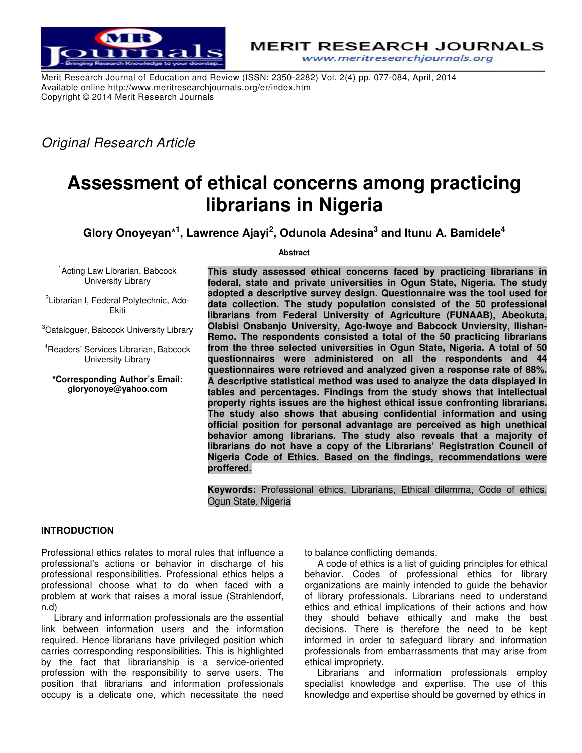Merit Research Journal of Education and Review (ISSN: 2350-2282) Vol. 2(4) pp. 077-084, April, 2014
Available online http://www.meritresearchjournals.org/er/index.htm
Copyright © 2014 Merit Research Journals

*Original Research Article*

# Assessment of ethical concerns among practicing librarians in Nigeria

**Glory Onoyeyan*[1], Lawrence Ajayi[2], Odunola Adesina[3] and Itunu A. Bamidele[4]**

[1]Acting Law Librarian, Babcock University Library

[2]Librarian I, Federal Polytechnic, Ado-Ekiti

[3]Cataloguer, Babcock University Library

[4]Readers' Services Librarian, Babcock University Library

**\*Corresponding Author's Email: gloryonoye@yahoo.com**

**Abstract**

**This study assessed ethical concerns faced by practicing librarians in federal, state and private universities in Ogun State, Nigeria. The study adopted a descriptive survey design. Questionnaire was the tool used for data collection. The study population consisted of the 50 professional librarians from Federal University of Agriculture (FUNAAB), Abeokuta, Olabisi Onabanjo University, Ago-Iwoye and Babcock Unviersity, Ilishan-Remo. The respondents consisted a total of the 50 practicing librarians from the three selected universities in Ogun State, Nigeria. A total of 50 questionnaires were administered on all the respondents and 44 questionnaires were retrieved and analyzed given a response rate of 88%. A descriptive statistical method was used to analyze the data displayed in tables and percentages. Findings from the study shows that intellectual property rights issues are the highest ethical issue confronting librarians. The study also shows that abusing confidential information and using official position for personal advantage are perceived as high unethical behavior among librarians. The study also reveals that a majority of librarians do not have a copy of the Librarians' Registration Council of Nigeria Code of Ethics. Based on the findings, recommendations were proffered.**

**Keywords:** Professional ethics, Librarians, Ethical dilemma, Code of ethics, Ogun State, Nigeria

## INTRODUCTION

Professional ethics relates to moral rules that influence a professional's actions or behavior in discharge of his professional responsibilities. Professional ethics helps a professional choose what to do when faced with a problem at work that raises a moral issue (Strahlendorf, n.d)

Library and information professionals are the essential link between information users and the information required. Hence librarians have privileged position which carries corresponding responsibilities. This is highlighted by the fact that librarianship is a service-oriented profession with the responsibility to serve users. The position that librarians and information professionals occupy is a delicate one, which necessitate the need to balance conflicting demands.

A code of ethics is a list of guiding principles for ethical behavior. Codes of professional ethics for library organizations are mainly intended to guide the behavior of library professionals. Librarians need to understand ethics and ethical implications of their actions and how they should behave ethically and make the best decisions. There is therefore the need to be kept informed in order to safeguard library and information professionals from embarrassments that may arise from ethical impropriety.

Librarians and information professionals employ specialist knowledge and expertise. The use of this knowledge and expertise should be governed by ethics in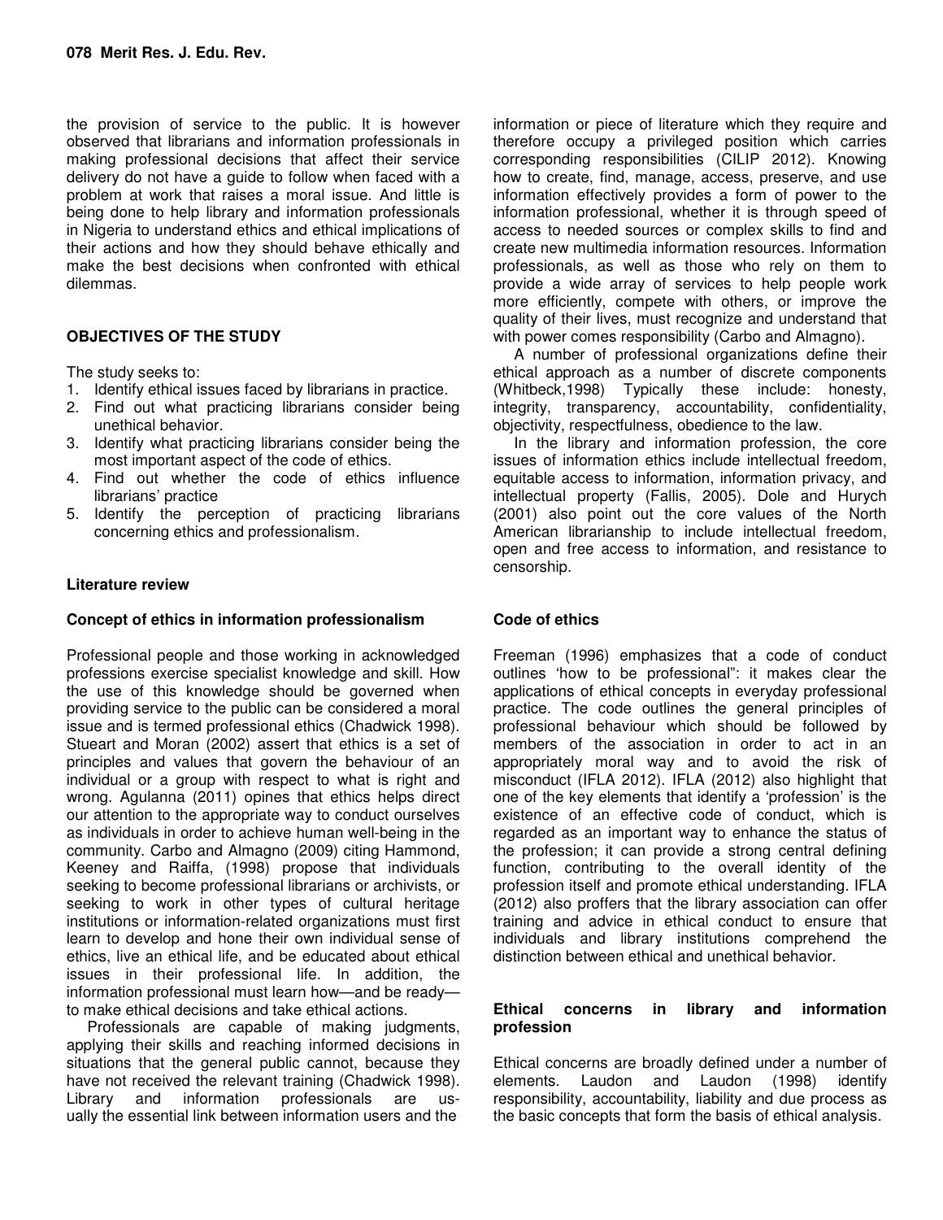the provision of service to the public. It is however observed that librarians and information professionals in making professional decisions that affect their service delivery do not have a guide to follow when faced with a problem at work that raises a moral issue. And little is being done to help library and information professionals in Nigeria to understand ethics and ethical implications of their actions and how they should behave ethically and make the best decisions when confronted with ethical dilemmas.

## OBJECTIVES OF THE STUDY

The study seeks to:

1. Identify ethical issues faced by librarians in practice.
2. Find out what practicing librarians consider being unethical behavior.
3. Identify what practicing librarians consider being the most important aspect of the code of ethics.
4. Find out whether the code of ethics influence librarians' practice
5. Identify the perception of practicing librarians concerning ethics and professionalism.

## Literature review

### Concept of ethics in information professionalism

Professional people and those working in acknowledged professions exercise specialist knowledge and skill. How the use of this knowledge should be governed when providing service to the public can be considered a moral issue and is termed professional ethics (Chadwick 1998). Stueart and Moran (2002) assert that ethics is a set of principles and values that govern the behaviour of an individual or a group with respect to what is right and wrong. Agulanna (2011) opines that ethics helps direct our attention to the appropriate way to conduct ourselves as individuals in order to achieve human well-being in the community. Carbo and Almagno (2009) citing Hammond, Keeney and Raiffa, (1998) propose that individuals seeking to become professional librarians or archivists, or seeking to work in other types of cultural heritage institutions or information-related organizations must first learn to develop and hone their own individual sense of ethics, live an ethical life, and be educated about ethical issues in their professional life. In addition, the information professional must learn how—and be ready—to make ethical decisions and take ethical actions.

Professionals are capable of making judgments, applying their skills and reaching informed decisions in situations that the general public cannot, because they have not received the relevant training (Chadwick 1998). Library and information professionals are usually the essential link between information users and the information or piece of literature which they require and therefore occupy a privileged position which carries corresponding responsibilities (CILIP 2012). Knowing how to create, find, manage, access, preserve, and use information effectively provides a form of power to the information professional, whether it is through speed of access to needed sources or complex skills to find and create new multimedia information resources. Information professionals, as well as those who rely on them to provide a wide array of services to help people work more efficiently, compete with others, or improve the quality of their lives, must recognize and understand that with power comes responsibility (Carbo and Almagno).

A number of professional organizations define their ethical approach as a number of discrete components (Whitbeck,1998) Typically these include: honesty, integrity, transparency, accountability, confidentiality, objectivity, respectfulness, obedience to the law.

In the library and information profession, the core issues of information ethics include intellectual freedom, equitable access to information, information privacy, and intellectual property (Fallis, 2005). Dole and Hurych (2001) also point out the core values of the North American librarianship to include intellectual freedom, open and free access to information, and resistance to censorship.

### Code of ethics

Freeman (1996) emphasizes that a code of conduct outlines 'how to be professional": it makes clear the applications of ethical concepts in everyday professional practice. The code outlines the general principles of professional behaviour which should be followed by members of the association in order to act in an appropriately moral way and to avoid the risk of misconduct (IFLA 2012). IFLA (2012) also highlight that one of the key elements that identify a 'profession' is the existence of an effective code of conduct, which is regarded as an important way to enhance the status of the profession; it can provide a strong central defining function, contributing to the overall identity of the profession itself and promote ethical understanding. IFLA (2012) also proffers that the library association can offer training and advice in ethical conduct to ensure that individuals and library institutions comprehend the distinction between ethical and unethical behavior.

### Ethical concerns in library and information profession

Ethical concerns are broadly defined under a number of elements. Laudon and Laudon (1998) identify responsibility, accountability, liability and due process as the basic concepts that form the basis of ethical analysis.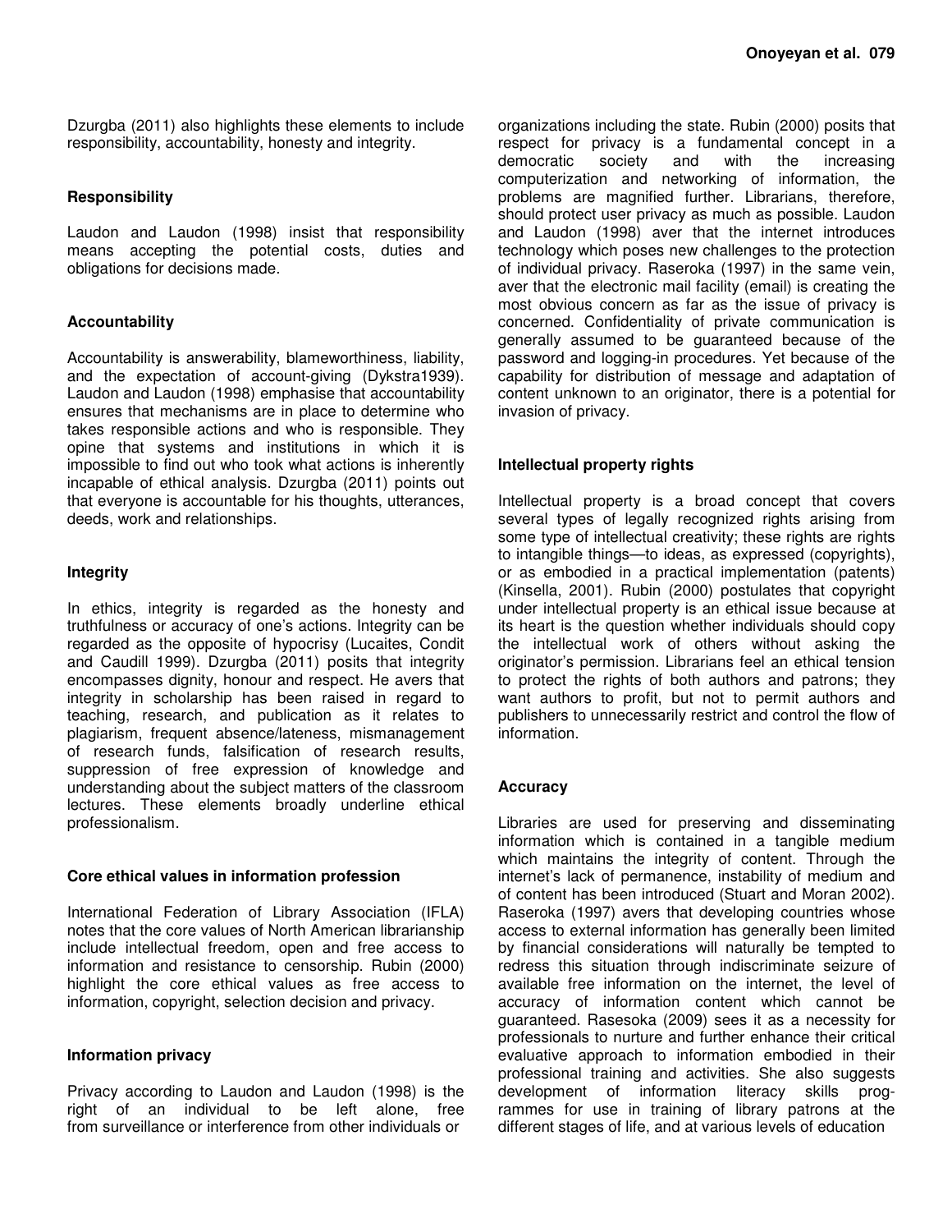Dzurgba (2011) also highlights these elements to include responsibility, accountability, honesty and integrity.

### Responsibility

Laudon and Laudon (1998) insist that responsibility means accepting the potential costs, duties and obligations for decisions made.

### Accountability

Accountability is answerability, blameworthiness, liability, and the expectation of account-giving (Dykstra1939). Laudon and Laudon (1998) emphasise that accountability ensures that mechanisms are in place to determine who takes responsible actions and who is responsible. They opine that systems and institutions in which it is impossible to find out who took what actions is inherently incapable of ethical analysis. Dzurgba (2011) points out that everyone is accountable for his thoughts, utterances, deeds, work and relationships.

### Integrity

In ethics, integrity is regarded as the honesty and truthfulness or accuracy of one's actions. Integrity can be regarded as the opposite of hypocrisy (Lucaites, Condit and Caudill 1999). Dzurgba (2011) posits that integrity encompasses dignity, honour and respect. He avers that integrity in scholarship has been raised in regard to teaching, research, and publication as it relates to plagiarism, frequent absence/lateness, mismanagement of research funds, falsification of research results, suppression of free expression of knowledge and understanding about the subject matters of the classroom lectures. These elements broadly underline ethical professionalism.

### Core ethical values in information profession

International Federation of Library Association (IFLA) notes that the core values of North American librarianship include intellectual freedom, open and free access to information and resistance to censorship. Rubin (2000) highlight the core ethical values as free access to information, copyright, selection decision and privacy.

### Information privacy

Privacy according to Laudon and Laudon (1998) is the right of an individual to be left alone, free from surveillance or interference from other individuals or organizations including the state. Rubin (2000) posits that respect for privacy is a fundamental concept in a democratic society and with the increasing computerization and networking of information, the problems are magnified further. Librarians, therefore, should protect user privacy as much as possible. Laudon and Laudon (1998) aver that the internet introduces technology which poses new challenges to the protection of individual privacy. Raseroka (1997) in the same vein, aver that the electronic mail facility (email) is creating the most obvious concern as far as the issue of privacy is concerned. Confidentiality of private communication is generally assumed to be guaranteed because of the password and logging-in procedures. Yet because of the capability for distribution of message and adaptation of content unknown to an originator, there is a potential for invasion of privacy.

### Intellectual property rights

Intellectual property is a broad concept that covers several types of legally recognized rights arising from some type of intellectual creativity; these rights are rights to intangible things—to ideas, as expressed (copyrights), or as embodied in a practical implementation (patents) (Kinsella, 2001). Rubin (2000) postulates that copyright under intellectual property is an ethical issue because at its heart is the question whether individuals should copy the intellectual work of others without asking the originator's permission. Librarians feel an ethical tension to protect the rights of both authors and patrons; they want authors to profit, but not to permit authors and publishers to unnecessarily restrict and control the flow of information.

### Accuracy

Libraries are used for preserving and disseminating information which is contained in a tangible medium which maintains the integrity of content. Through the internet's lack of permanence, instability of medium and of content has been introduced (Stuart and Moran 2002). Raseroka (1997) avers that developing countries whose access to external information has generally been limited by financial considerations will naturally be tempted to redress this situation through indiscriminate seizure of available free information on the internet, the level of accuracy of information content which cannot be guaranteed. Rasesoka (2009) sees it as a necessity for professionals to nurture and further enhance their critical evaluative approach to information embodied in their professional training and activities. She also suggests development of information literacy skills programmes for use in training of library patrons at the different stages of life, and at various levels of education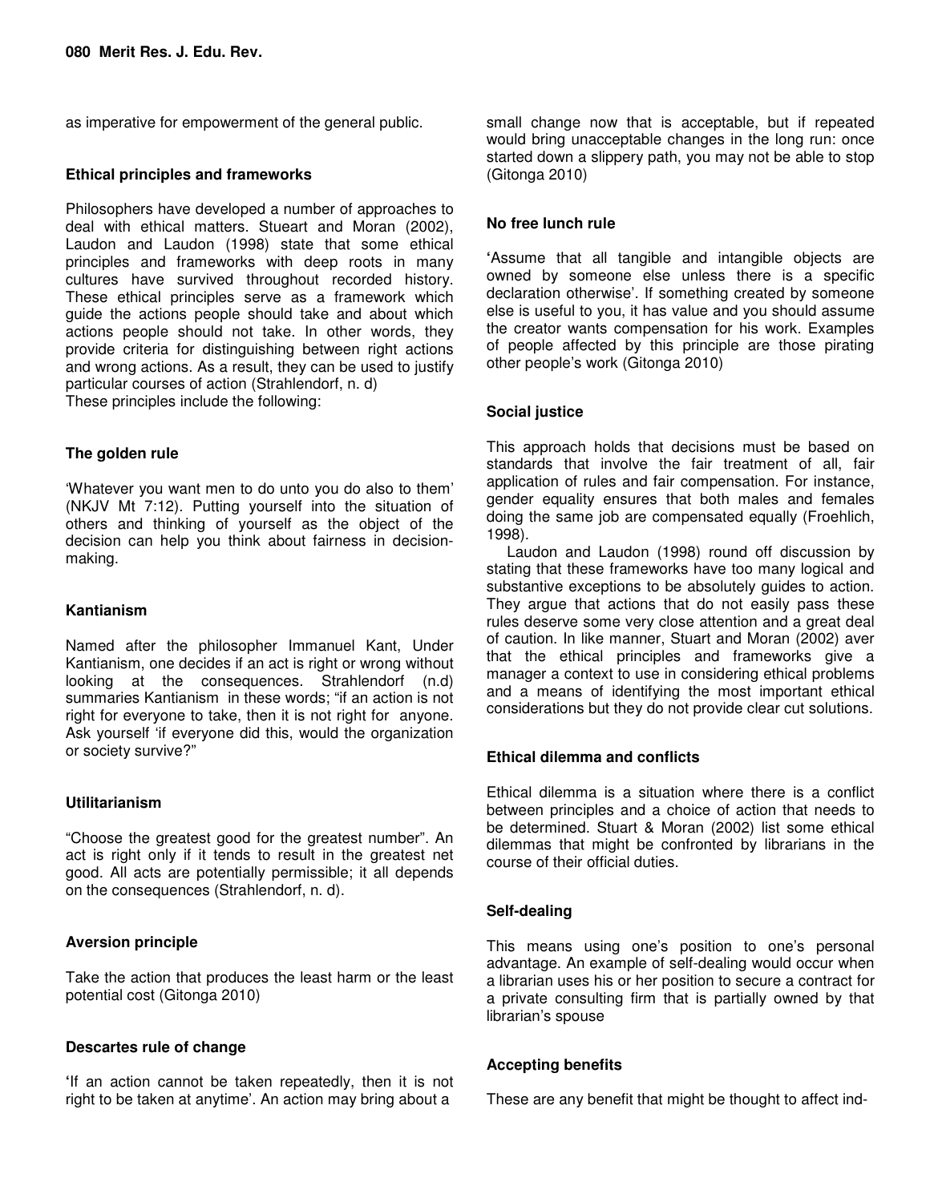as imperative for empowerment of the general public.

### Ethical principles and frameworks

Philosophers have developed a number of approaches to deal with ethical matters. Stueart and Moran (2002), Laudon and Laudon (1998) state that some ethical principles and frameworks with deep roots in many cultures have survived throughout recorded history. These ethical principles serve as a framework which guide the actions people should take and about which actions people should not take. In other words, they provide criteria for distinguishing between right actions and wrong actions. As a result, they can be used to justify particular courses of action (Strahlendorf, n. d)
These principles include the following:

### The golden rule

'Whatever you want men to do unto you do also to them' (NKJV Mt 7:12). Putting yourself into the situation of others and thinking of yourself as the object of the decision can help you think about fairness in decision-making.

### Kantianism

Named after the philosopher Immanuel Kant, Under Kantianism, one decides if an act is right or wrong without looking at the consequences. Strahlendorf (n.d) summaries Kantianism in these words; "if an action is not right for everyone to take, then it is not right for anyone. Ask yourself 'if everyone did this, would the organization or society survive?"

### Utilitarianism

"Choose the greatest good for the greatest number". An act is right only if it tends to result in the greatest net good. All acts are potentially permissible; it all depends on the consequences (Strahlendorf, n. d).

### Aversion principle

Take the action that produces the least harm or the least potential cost (Gitonga 2010)

### Descartes rule of change

'If an action cannot be taken repeatedly, then it is not right to be taken at anytime'. An action may bring about a small change now that is acceptable, but if repeated would bring unacceptable changes in the long run: once started down a slippery path, you may not be able to stop (Gitonga 2010)

### No free lunch rule

'Assume that all tangible and intangible objects are owned by someone else unless there is a specific declaration otherwise'. If something created by someone else is useful to you, it has value and you should assume the creator wants compensation for his work. Examples of people affected by this principle are those pirating other people's work (Gitonga 2010)

### Social justice

This approach holds that decisions must be based on standards that involve the fair treatment of all, fair application of rules and fair compensation. For instance, gender equality ensures that both males and females doing the same job are compensated equally (Froehlich, 1998).

Laudon and Laudon (1998) round off discussion by stating that these frameworks have too many logical and substantive exceptions to be absolutely guides to action. They argue that actions that do not easily pass these rules deserve some very close attention and a great deal of caution. In like manner, Stuart and Moran (2002) aver that the ethical principles and frameworks give a manager a context to use in considering ethical problems and a means of identifying the most important ethical considerations but they do not provide clear cut solutions.

### Ethical dilemma and conflicts

Ethical dilemma is a situation where there is a conflict between principles and a choice of action that needs to be determined. Stuart & Moran (2002) list some ethical dilemmas that might be confronted by librarians in the course of their official duties.

### Self-dealing

This means using one's position to one's personal advantage. An example of self-dealing would occur when a librarian uses his or her position to secure a contract for a private consulting firm that is partially owned by that librarian's spouse

### Accepting benefits

These are any benefit that might be thought to affect ind-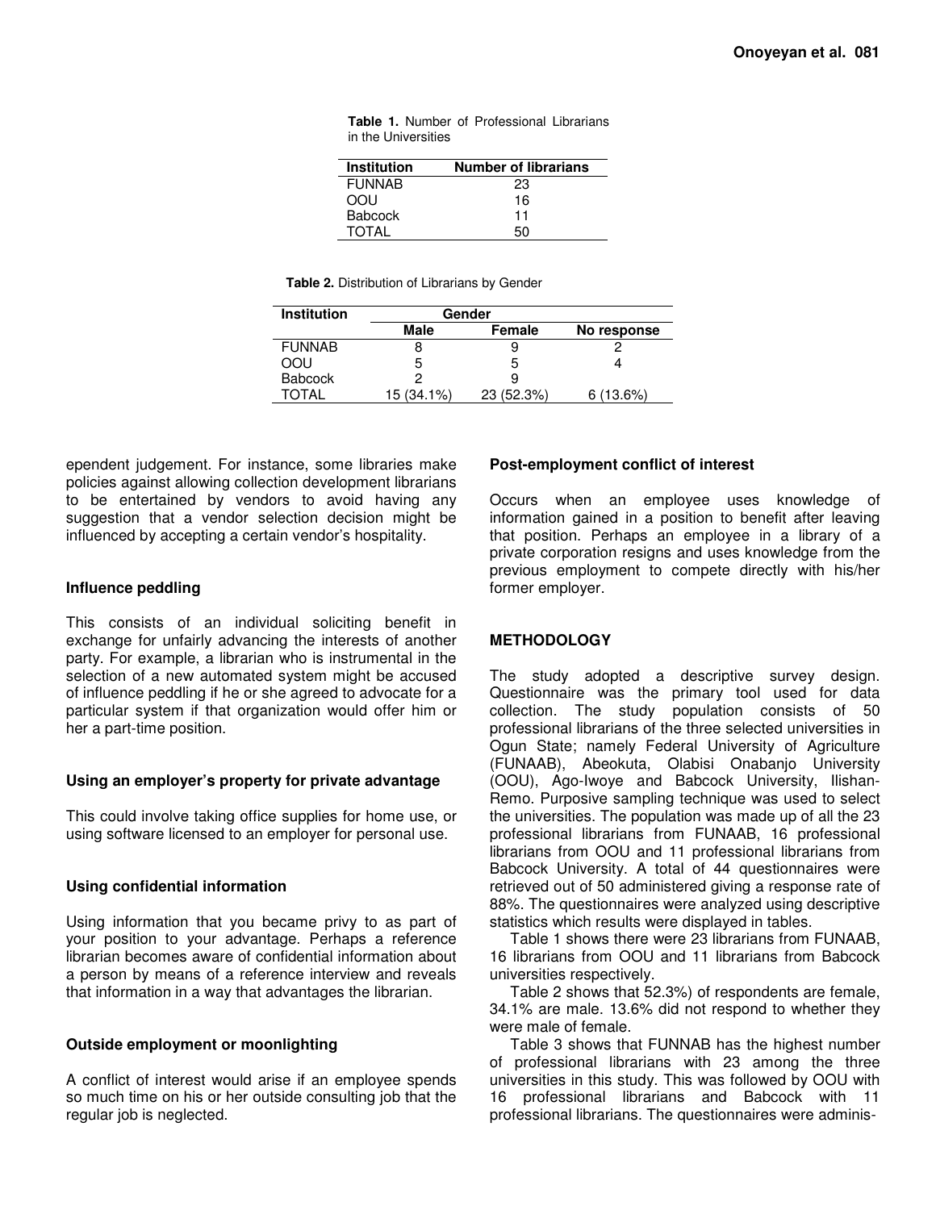**Table 1.** Number of Professional Librarians in the Universities

| Institution | Number of librarians |
|---|---|
| FUNNAB | 23 |
| OOU | 16 |
| Babcock | 11 |
| TOTAL | 50 |

**Table 2.** Distribution of Librarians by Gender

| Institution | Gender | | |
|---|---|---|---|
| | Male | Female | No response |
| FUNNAB | 8 | 9 | 2 |
| OOU | 5 | 5 | 4 |
| Babcock | 2 | 9 | |
| TOTAL | 15 (34.1%) | 23 (52.3%) | 6 (13.6%) |

ependent judgement. For instance, some libraries make policies against allowing collection development librarians to be entertained by vendors to avoid having any suggestion that a vendor selection decision might be influenced by accepting a certain vendor's hospitality.

### Influence peddling

This consists of an individual soliciting benefit in exchange for unfairly advancing the interests of another party. For example, a librarian who is instrumental in the selection of a new automated system might be accused of influence peddling if he or she agreed to advocate for a particular system if that organization would offer him or her a part-time position.

### Using an employer's property for private advantage

This could involve taking office supplies for home use, or using software licensed to an employer for personal use.

### Using confidential information

Using information that you became privy to as part of your position to your advantage. Perhaps a reference librarian becomes aware of confidential information about a person by means of a reference interview and reveals that information in a way that advantages the librarian.

### Outside employment or moonlighting

A conflict of interest would arise if an employee spends so much time on his or her outside consulting job that the regular job is neglected.

### Post-employment conflict of interest

Occurs when an employee uses knowledge of information gained in a position to benefit after leaving that position. Perhaps an employee in a library of a private corporation resigns and uses knowledge from the previous employment to compete directly with his/her former employer.

## METHODOLOGY

The study adopted a descriptive survey design. Questionnaire was the primary tool used for data collection. The study population consists of 50 professional librarians of the three selected universities in Ogun State; namely Federal University of Agriculture (FUNAAB), Abeokuta, Olabisi Onabanjo University (OOU), Ago-Iwoye and Babcock University, Ilishan-Remo. Purposive sampling technique was used to select the universities. The population was made up of all the 23 professional librarians from FUNAAB, 16 professional librarians from OOU and 11 professional librarians from Babcock University. A total of 44 questionnaires were retrieved out of 50 administered giving a response rate of 88%. The questionnaires were analyzed using descriptive statistics which results were displayed in tables.

Table 1 shows there were 23 librarians from FUNAAB, 16 librarians from OOU and 11 librarians from Babcock universities respectively.

Table 2 shows that 52.3%) of respondents are female, 34.1% are male. 13.6% did not respond to whether they were male of female.

Table 3 shows that FUNNAB has the highest number of professional librarians with 23 among the three universities in this study. This was followed by OOU with 16 professional librarians and Babcock with 11 professional librarians. The questionnaires were adminis-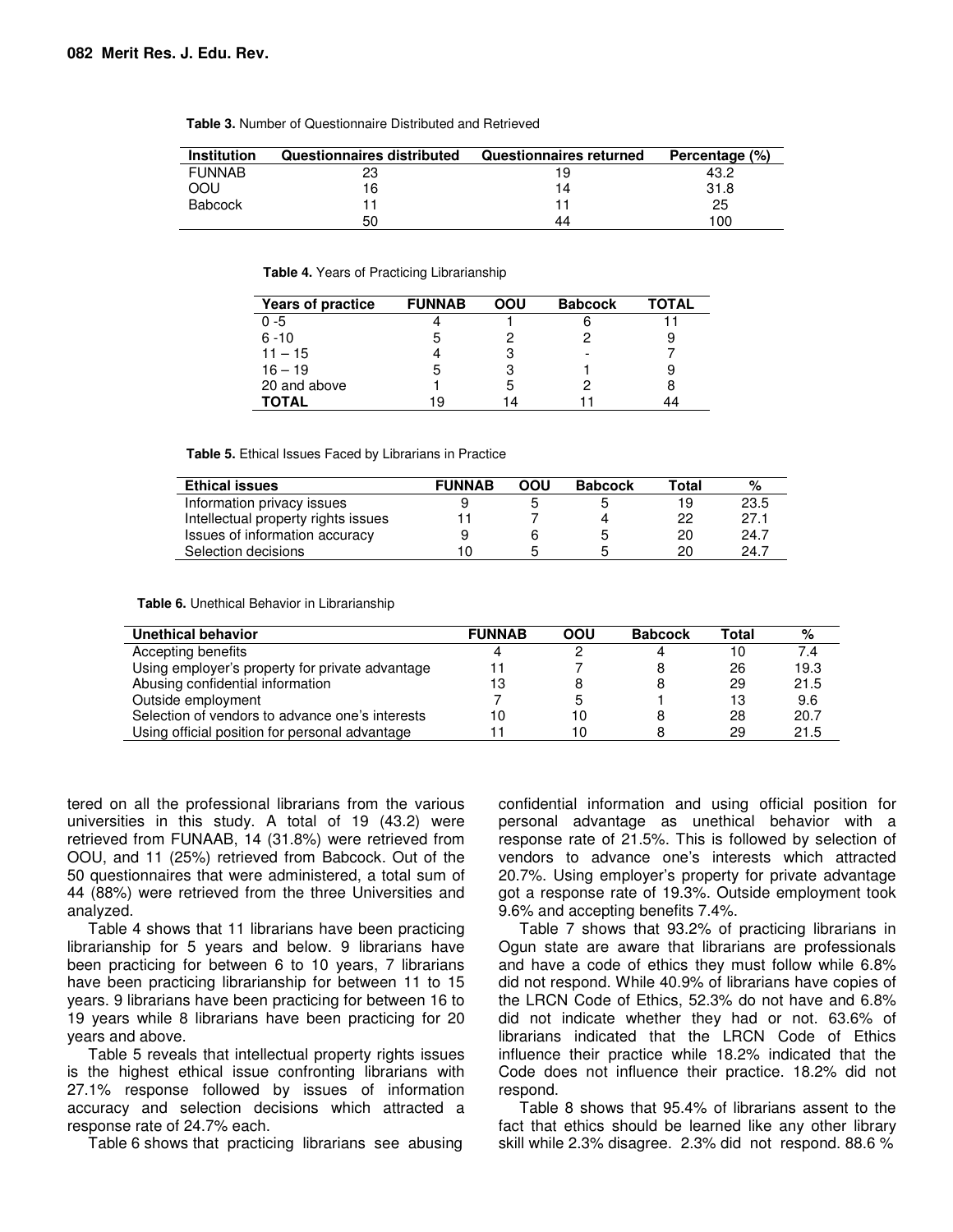**Table 3.** Number of Questionnaire Distributed and Retrieved

| Institution | Questionnaires distributed | Questionnaires returned | Percentage (%) |
|---|---|---|---|
| FUNNAB | 23 | 19 | 43.2 |
| OOU | 16 | 14 | 31.8 |
| Babcock | 11 | 11 | 25 |
| | 50 | 44 | 100 |

**Table 4.** Years of Practicing Librarianship

| Years of practice | FUNNAB | OOU | Babcock | TOTAL |
|---|---|---|---|---|
| 0 -5 | 4 | 1 | 6 | 11 |
| 6 -10 | 5 | 2 | 2 | 9 |
| 11 – 15 | 4 | 3 | - | 7 |
| 16 – 19 | 5 | 3 | 1 | 9 |
| 20 and above | 1 | 5 | 2 | 8 |
| **TOTAL** | 19 | 14 | 11 | 44 |

**Table 5.** Ethical Issues Faced by Librarians in Practice

| Ethical issues | FUNNAB | OOU | Babcock | Total | % |
|---|---|---|---|---|---|
| Information privacy issues | 9 | 5 | 5 | 19 | 23.5 |
| Intellectual property rights issues | 11 | 7 | 4 | 22 | 27.1 |
| Issues of information accuracy | 9 | 6 | 5 | 20 | 24.7 |
| Selection decisions | 10 | 5 | 5 | 20 | 24.7 |

**Table 6.** Unethical Behavior in Librarianship

| Unethical behavior | FUNNAB | OOU | Babcock | Total | % |
|---|---|---|---|---|---|
| Accepting benefits | 4 | 2 | 4 | 10 | 7.4 |
| Using employer's property for private advantage | 11 | 7 | 8 | 26 | 19.3 |
| Abusing confidential information | 13 | 8 | 8 | 29 | 21.5 |
| Outside employment | 7 | 5 | 1 | 13 | 9.6 |
| Selection of vendors to advance one's interests | 10 | 10 | 8 | 28 | 20.7 |
| Using official position for personal advantage | 11 | 10 | 8 | 29 | 21.5 |

tered on all the professional librarians from the various universities in this study. A total of 19 (43.2) were retrieved from FUNAAB, 14 (31.8%) were retrieved from OOU, and 11 (25%) retrieved from Babcock. Out of the 50 questionnaires that were administered, a total sum of 44 (88%) were retrieved from the three Universities and analyzed.

Table 4 shows that 11 librarians have been practicing librarianship for 5 years and below. 9 librarians have been practicing for between 6 to 10 years, 7 librarians have been practicing librarianship for between 11 to 15 years. 9 librarians have been practicing for between 16 to 19 years while 8 librarians have been practicing for 20 years and above.

Table 5 reveals that intellectual property rights issues is the highest ethical issue confronting librarians with 27.1% response followed by issues of information accuracy and selection decisions which attracted a response rate of 24.7% each.

Table 6 shows that practicing librarians see abusing confidential information and using official position for personal advantage as unethical behavior with a response rate of 21.5%. This is followed by selection of vendors to advance one's interests which attracted 20.7%. Using employer's property for private advantage got a response rate of 19.3%. Outside employment took 9.6% and accepting benefits 7.4%.

Table 7 shows that 93.2% of practicing librarians in Ogun state are aware that librarians are professionals and have a code of ethics they must follow while 6.8% did not respond. While 40.9% of librarians have copies of the LRCN Code of Ethics, 52.3% do not have and 6.8% did not indicate whether they had or not. 63.6% of librarians indicated that the LRCN Code of Ethics influence their practice while 18.2% indicated that the Code does not influence their practice. 18.2% did not respond.

Table 8 shows that 95.4% of librarians assent to the fact that ethics should be learned like any other library skill while 2.3% disagree. 2.3% did not respond. 88.6 %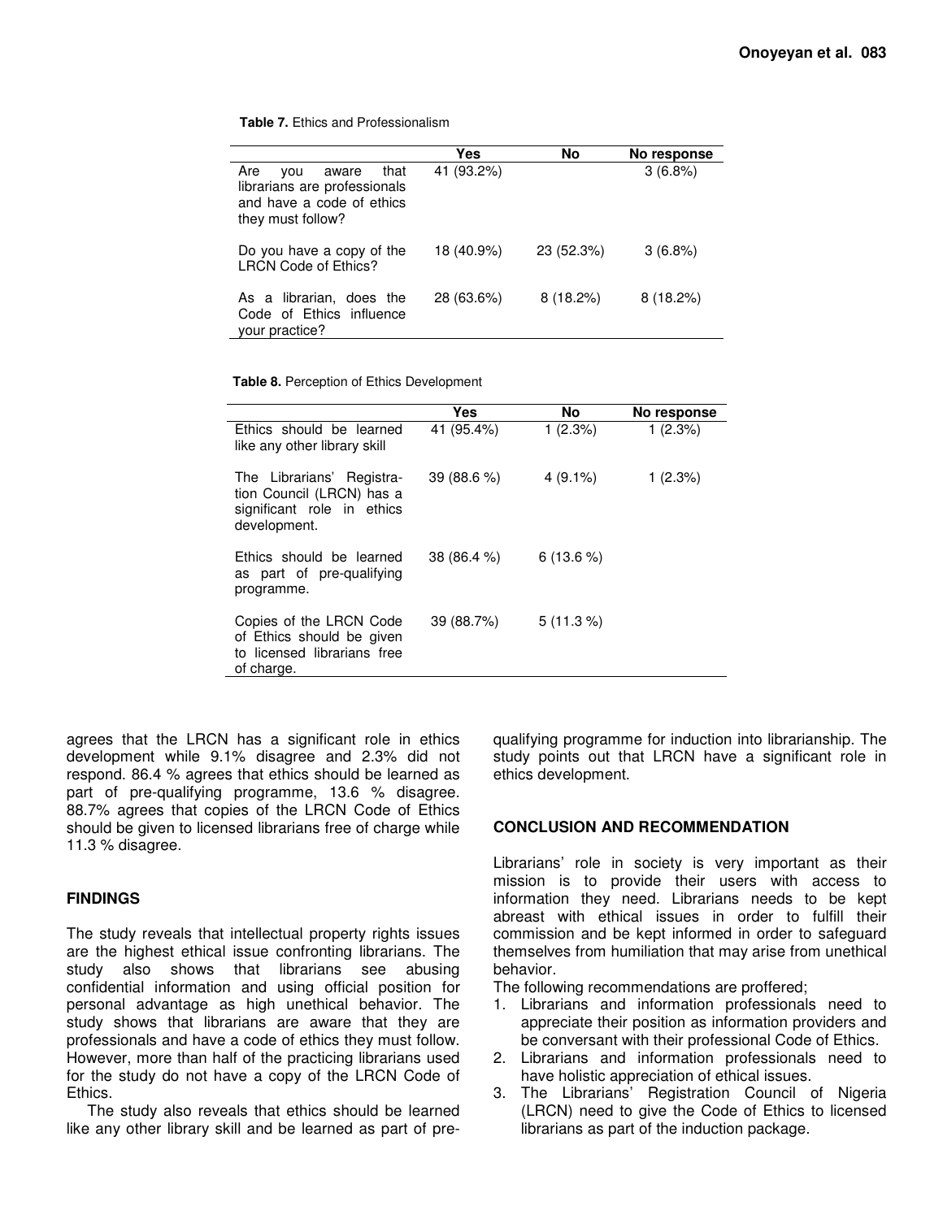**Table 7.** Ethics and Professionalism

| | Yes | No | No response |
|---|---|---|---|
| Are you aware that librarians are professionals and have a code of ethics they must follow? | 41 (93.2%) | | 3 (6.8%) |
| Do you have a copy of the LRCN Code of Ethics? | 18 (40.9%) | 23 (52.3%) | 3 (6.8%) |
| As a librarian, does the Code of Ethics influence your practice? | 28 (63.6%) | 8 (18.2%) | 8 (18.2%) |

**Table 8.** Perception of Ethics Development

| | Yes | No | No response |
|---|---|---|---|
| Ethics should be learned like any other library skill | 41 (95.4%) | 1 (2.3%) | 1 (2.3%) |
| The Librarians' Registration Council (LRCN) has a significant role in ethics development. | 39 (88.6 %) | 4 (9.1%) | 1 (2.3%) |
| Ethics should be learned as part of pre-qualifying programme. | 38 (86.4 %) | 6 (13.6 %) | |
| Copies of the LRCN Code of Ethics should be given to licensed librarians free of charge. | 39 (88.7%) | 5 (11.3 %) | |

agrees that the LRCN has a significant role in ethics development while 9.1% disagree and 2.3% did not respond. 86.4 % agrees that ethics should be learned as part of pre-qualifying programme, 13.6 % disagree. 88.7% agrees that copies of the LRCN Code of Ethics should be given to licensed librarians free of charge while 11.3 % disagree.

## FINDINGS

The study reveals that intellectual property rights issues are the highest ethical issue confronting librarians. The study also shows that librarians see abusing confidential information and using official position for personal advantage as high unethical behavior. The study shows that librarians are aware that they are professionals and have a code of ethics they must follow. However, more than half of the practicing librarians used for the study do not have a copy of the LRCN Code of Ethics.

The study also reveals that ethics should be learned like any other library skill and be learned as part of pre-qualifying programme for induction into librarianship. The study points out that LRCN have a significant role in ethics development.

## CONCLUSION AND RECOMMENDATION

Librarians' role in society is very important as their mission is to provide their users with access to information they need. Librarians needs to be kept abreast with ethical issues in order to fulfill their commission and be kept informed in order to safeguard themselves from humiliation that may arise from unethical behavior.

The following recommendations are proffered;

1. Librarians and information professionals need to appreciate their position as information providers and be conversant with their professional Code of Ethics.
2. Librarians and information professionals need to have holistic appreciation of ethical issues.
3. The Librarians' Registration Council of Nigeria (LRCN) need to give the Code of Ethics to licensed librarians as part of the induction package.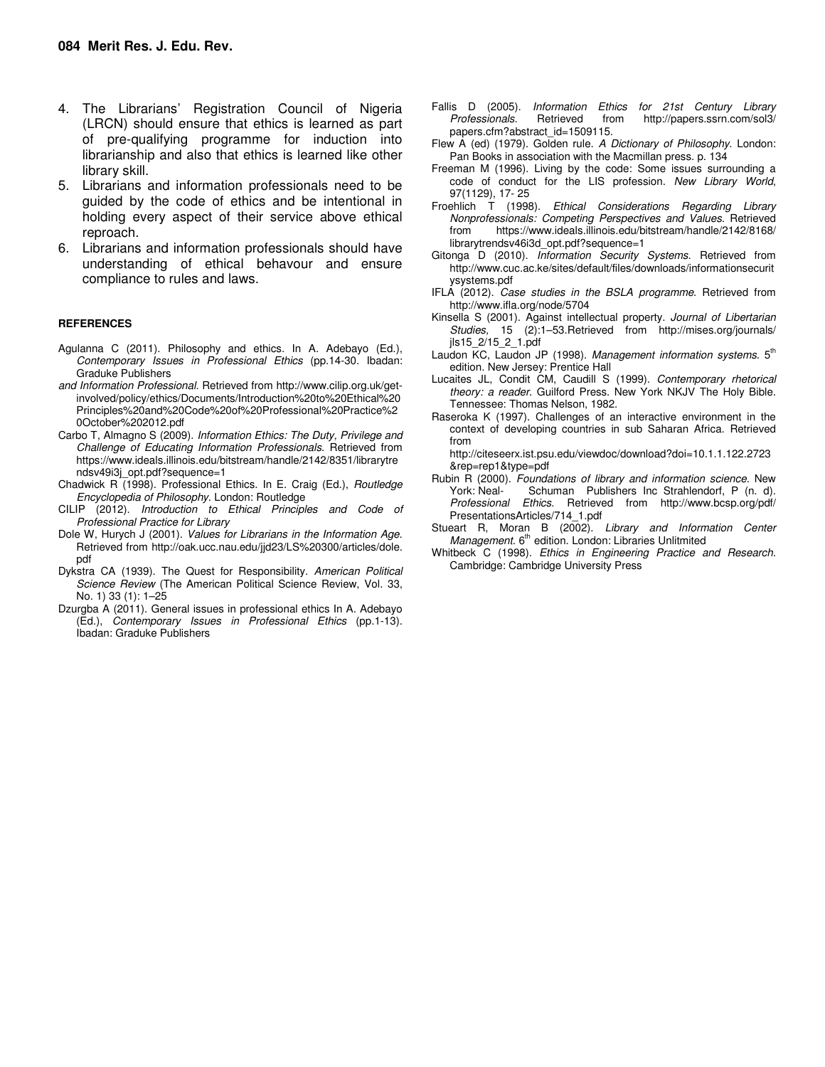4. The Librarians' Registration Council of Nigeria (LRCN) should ensure that ethics is learned as part of pre-qualifying programme for induction into librarianship and also that ethics is learned like other library skill.
5. Librarians and information professionals need to be guided by the code of ethics and be intentional in holding every aspect of their service above ethical reproach.
6. Librarians and information professionals should have understanding of ethical behaviour and ensure compliance to rules and laws.

**REFERENCES**

Agulanna C (2011). Philosophy and ethics. In A. Adebayo (Ed.), *Contemporary Issues in Professional Ethics* (pp.14-30. Ibadan: Graduke Publishers

*and Information Professional*. Retrieved from http://www.cilip.org.uk/get-involved/policy/ethics/Documents/Introduction%20to%20Ethical%20Principles%20and%20Code%20of%20Professional%20Practice%20October%202012.pdf

Carbo T, Almagno S (2009). *Information Ethics: The Duty, Privilege and Challenge of Educating Information Professionals*. Retrieved from https://www.ideals.illinois.edu/bitstream/handle/2142/8351/librarytrendsv49i3j_opt.pdf?sequence=1

Chadwick R (1998). Professional Ethics. In E. Craig (Ed.), *Routledge Encyclopedia of Philosophy*. London: Routledge

CILIP (2012). *Introduction to Ethical Principles and Code of Professional Practice for Library*

Dole W, Hurych J (2001). *Values for Librarians in the Information Age*. Retrieved from http://oak.ucc.nau.edu/jjd23/LS%20300/articles/dole.pdf

Dykstra CA (1939). The Quest for Responsibility. *American Political Science Review* (The American Political Science Review, Vol. 33, No. 1) 33 (1): 1–25

Dzurgba A (2011). General issues in professional ethics In A. Adebayo (Ed.), *Contemporary Issues in Professional Ethics* (pp.1-13). Ibadan: Graduke Publishers

Fallis D (2005). *Information Ethics for 21st Century Library Professionals*. Retrieved from http://papers.ssrn.com/sol3/papers.cfm?abstract_id=1509115.

Flew A (ed) (1979). Golden rule. *A Dictionary of Philosophy*. London: Pan Books in association with the Macmillan press. p. 134

Freeman M (1996). Living by the code: Some issues surrounding a code of conduct for the LIS profession. *New Library World*, 97(1129), 17- 25

Froehlich T (1998). *Ethical Considerations Regarding Library Nonprofessionals: Competing Perspectives and Values*. Retrieved from https://www.ideals.illinois.edu/bitstream/handle/2142/8168/librarytrendsv46i3d_opt.pdf?sequence=1

Gitonga D (2010). *Information Security Systems*. Retrieved from http://www.cuc.ac.ke/sites/default/files/downloads/informationsecuritysystems.pdf

IFLA (2012). *Case studies in the BSLA programme*. Retrieved from http://www.ifla.org/node/5704

Kinsella S (2001). Against intellectual property. *Journal of Libertarian Studies,* 15 (2):1–53.Retrieved from http://mises.org/journals/jls15_2/15_2_1.pdf

Laudon KC, Laudon JP (1998). *Management information systems*. 5th edition. New Jersey: Prentice Hall

Lucaites JL, Condit CM, Caudill S (1999). *Contemporary rhetorical theory: a reader*. Guilford Press. New York NKJV The Holy Bible. Tennessee: Thomas Nelson, 1982.

Raseroka K (1997). Challenges of an interactive environment in the context of developing countries in sub Saharan Africa. Retrieved from http://citeseerx.ist.psu.edu/viewdoc/download?doi=10.1.1.122.2723&rep=rep1&type=pdf

Rubin R (2000). *Foundations of library and information science*. New York: Neal- Schuman Publishers Inc Strahlendorf, P (n. d). *Professional Ethics*. Retrieved from http://www.bcsp.org/pdf/PresentationsArticles/714_1.pdf

Stueart R, Moran B (2002). *Library and Information Center Management*. 6th edition. London: Libraries Unlitmited

Whitbeck C (1998). *Ethics in Engineering Practice and Research*. Cambridge: Cambridge University Press